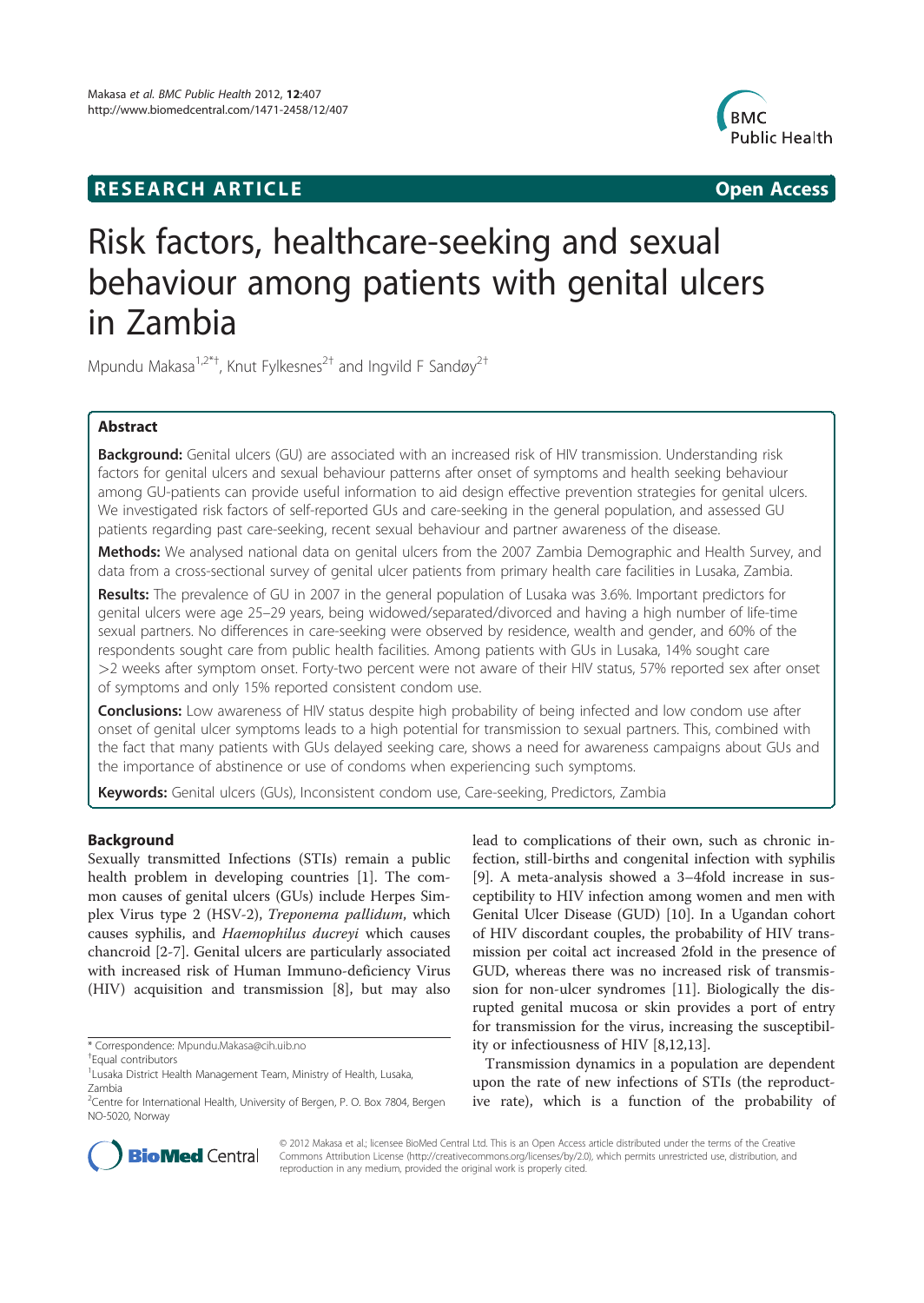**RESEARCH ARTICLE** **Open Access**

# Risk factors, healthcare-seeking and sexual behaviour among patients with genital ulcers in Zambia

Mpundu Makasa[1,2*†], Knut Fylkesnes[2†] and Ingvild F Sandøy[2†]

## Abstract

**Background:** Genital ulcers (GU) are associated with an increased risk of HIV transmission. Understanding risk factors for genital ulcers and sexual behaviour patterns after onset of symptoms and health seeking behaviour among GU-patients can provide useful information to aid design effective prevention strategies for genital ulcers. We investigated risk factors of self-reported GUs and care-seeking in the general population, and assessed GU patients regarding past care-seeking, recent sexual behaviour and partner awareness of the disease.

**Methods:** We analysed national data on genital ulcers from the 2007 Zambia Demographic and Health Survey, and data from a cross-sectional survey of genital ulcer patients from primary health care facilities in Lusaka, Zambia.

**Results:** The prevalence of GU in 2007 in the general population of Lusaka was 3.6%. Important predictors for genital ulcers were age 25–29 years, being widowed/separated/divorced and having a high number of life-time sexual partners. No differences in care-seeking were observed by residence, wealth and gender, and 60% of the respondents sought care from public health facilities. Among patients with GUs in Lusaka, 14% sought care >2 weeks after symptom onset. Forty-two percent were not aware of their HIV status, 57% reported sex after onset of symptoms and only 15% reported consistent condom use.

**Conclusions:** Low awareness of HIV status despite high probability of being infected and low condom use after onset of genital ulcer symptoms leads to a high potential for transmission to sexual partners. This, combined with the fact that many patients with GUs delayed seeking care, shows a need for awareness campaigns about GUs and the importance of abstinence or use of condoms when experiencing such symptoms.

**Keywords:** Genital ulcers (GUs), Inconsistent condom use, Care-seeking, Predictors, Zambia

## Background

Sexually transmitted Infections (STIs) remain a public health problem in developing countries [1]. The common causes of genital ulcers (GUs) include Herpes Simplex Virus type 2 (HSV-2), *Treponema pallidum*, which causes syphilis, and *Haemophilus ducreyi* which causes chancroid [2-7]. Genital ulcers are particularly associated with increased risk of Human Immuno-deficiency Virus (HIV) acquisition and transmission [8], but may also lead to complications of their own, such as chronic infection, still-births and congenital infection with syphilis [9]. A meta-analysis showed a 3–4fold increase in susceptibility to HIV infection among women and men with Genital Ulcer Disease (GUD) [10]. In a Ugandan cohort of HIV discordant couples, the probability of HIV transmission per coital act increased 2fold in the presence of GUD, whereas there was no increased risk of transmission for non-ulcer syndromes [11]. Biologically the disrupted genital mucosa or skin provides a port of entry for transmission for the virus, increasing the susceptibility or infectiousness of HIV [8,12,13].

Transmission dynamics in a population are dependent upon the rate of new infections of STIs (the reproductive rate), which is a function of the probability of

\* Correspondence: Mpundu.Makasa@cih.uib.no
†Equal contributors
[1]Lusaka District Health Management Team, Ministry of Health, Lusaka, Zambia
[2]Centre for International Health, University of Bergen, P. O. Box 7804, Bergen NO-5020, Norway

© 2012 Makasa et al.; licensee BioMed Central Ltd. This is an Open Access article distributed under the terms of the Creative Commons Attribution License (http://creativecommons.org/licenses/by/2.0), which permits unrestricted use, distribution, and reproduction in any medium, provided the original work is properly cited.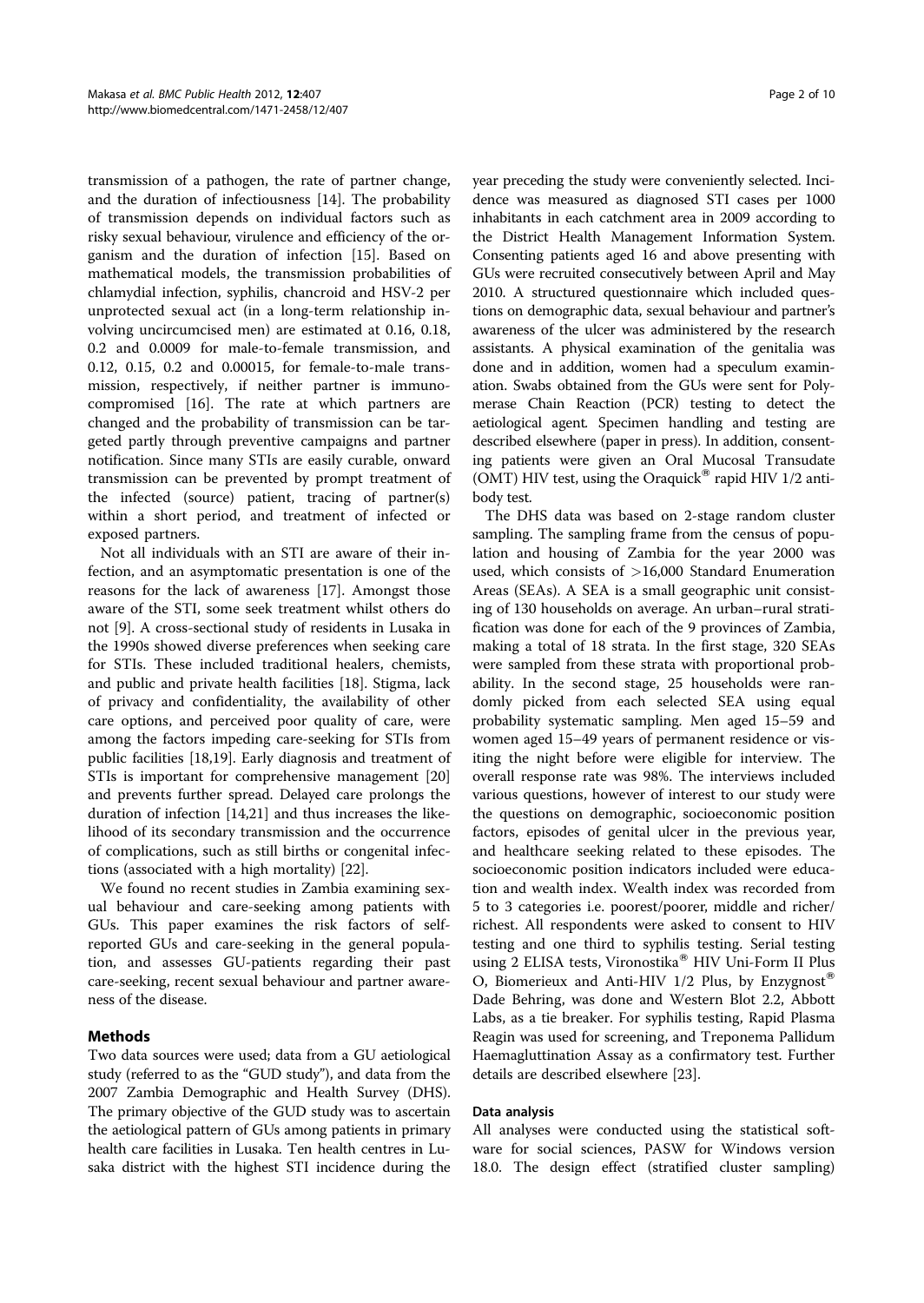transmission of a pathogen, the rate of partner change, and the duration of infectiousness [14]. The probability of transmission depends on individual factors such as risky sexual behaviour, virulence and efficiency of the organism and the duration of infection [15]. Based on mathematical models, the transmission probabilities of chlamydial infection, syphilis, chancroid and HSV-2 per unprotected sexual act (in a long-term relationship involving uncircumcised men) are estimated at 0.16, 0.18, 0.2 and 0.0009 for male-to-female transmission, and 0.12, 0.15, 0.2 and 0.00015, for female-to-male transmission, respectively, if neither partner is immunocompromised [16]. The rate at which partners are changed and the probability of transmission can be targeted partly through preventive campaigns and partner notification. Since many STIs are easily curable, onward transmission can be prevented by prompt treatment of the infected (source) patient, tracing of partner(s) within a short period, and treatment of infected or exposed partners.

Not all individuals with an STI are aware of their infection, and an asymptomatic presentation is one of the reasons for the lack of awareness [17]. Amongst those aware of the STI, some seek treatment whilst others do not [9]. A cross-sectional study of residents in Lusaka in the 1990s showed diverse preferences when seeking care for STIs. These included traditional healers, chemists, and public and private health facilities [18]. Stigma, lack of privacy and confidentiality, the availability of other care options, and perceived poor quality of care, were among the factors impeding care-seeking for STIs from public facilities [18,19]. Early diagnosis and treatment of STIs is important for comprehensive management [20] and prevents further spread. Delayed care prolongs the duration of infection [14,21] and thus increases the likelihood of its secondary transmission and the occurrence of complications, such as still births or congenital infections (associated with a high mortality) [22].

We found no recent studies in Zambia examining sexual behaviour and care-seeking among patients with GUs. This paper examines the risk factors of self-reported GUs and care-seeking in the general population, and assesses GU-patients regarding their past care-seeking, recent sexual behaviour and partner awareness of the disease.

## Methods

Two data sources were used; data from a GU aetiological study (referred to as the "GUD study"), and data from the 2007 Zambia Demographic and Health Survey (DHS). The primary objective of the GUD study was to ascertain the aetiological pattern of GUs among patients in primary health care facilities in Lusaka. Ten health centres in Lusaka district with the highest STI incidence during the year preceding the study were conveniently selected. Incidence was measured as diagnosed STI cases per 1000 inhabitants in each catchment area in 2009 according to the District Health Management Information System. Consenting patients aged 16 and above presenting with GUs were recruited consecutively between April and May 2010. A structured questionnaire which included questions on demographic data, sexual behaviour and partner's awareness of the ulcer was administered by the research assistants. A physical examination of the genitalia was done and in addition, women had a speculum examination. Swabs obtained from the GUs were sent for Polymerase Chain Reaction (PCR) testing to detect the aetiological agent. Specimen handling and testing are described elsewhere (paper in press). In addition, consenting patients were given an Oral Mucosal Transudate (OMT) HIV test, using the Oraquick® rapid HIV 1/2 antibody test.

The DHS data was based on 2-stage random cluster sampling. The sampling frame from the census of population and housing of Zambia for the year 2000 was used, which consists of >16,000 Standard Enumeration Areas (SEAs). A SEA is a small geographic unit consisting of 130 households on average. An urban–rural stratification was done for each of the 9 provinces of Zambia, making a total of 18 strata. In the first stage, 320 SEAs were sampled from these strata with proportional probability. In the second stage, 25 households were randomly picked from each selected SEA using equal probability systematic sampling. Men aged 15–59 and women aged 15–49 years of permanent residence or visiting the night before were eligible for interview. The overall response rate was 98%. The interviews included various questions, however of interest to our study were the questions on demographic, socioeconomic position factors, episodes of genital ulcer in the previous year, and healthcare seeking related to these episodes. The socioeconomic position indicators included were education and wealth index. Wealth index was recorded from 5 to 3 categories i.e. poorest/poorer, middle and richer/richest. All respondents were asked to consent to HIV testing and one third to syphilis testing. Serial testing using 2 ELISA tests, Vironostika® HIV Uni-Form II Plus O, Biomerieux and Anti-HIV 1/2 Plus, by Enzygnost® Dade Behring, was done and Western Blot 2.2, Abbott Labs, as a tie breaker. For syphilis testing, Rapid Plasma Reagin was used for screening, and Treponema Pallidum Haemagluttination Assay as a confirmatory test. Further details are described elsewhere [23].

### Data analysis

All analyses were conducted using the statistical software for social sciences, PASW for Windows version 18.0. The design effect (stratified cluster sampling)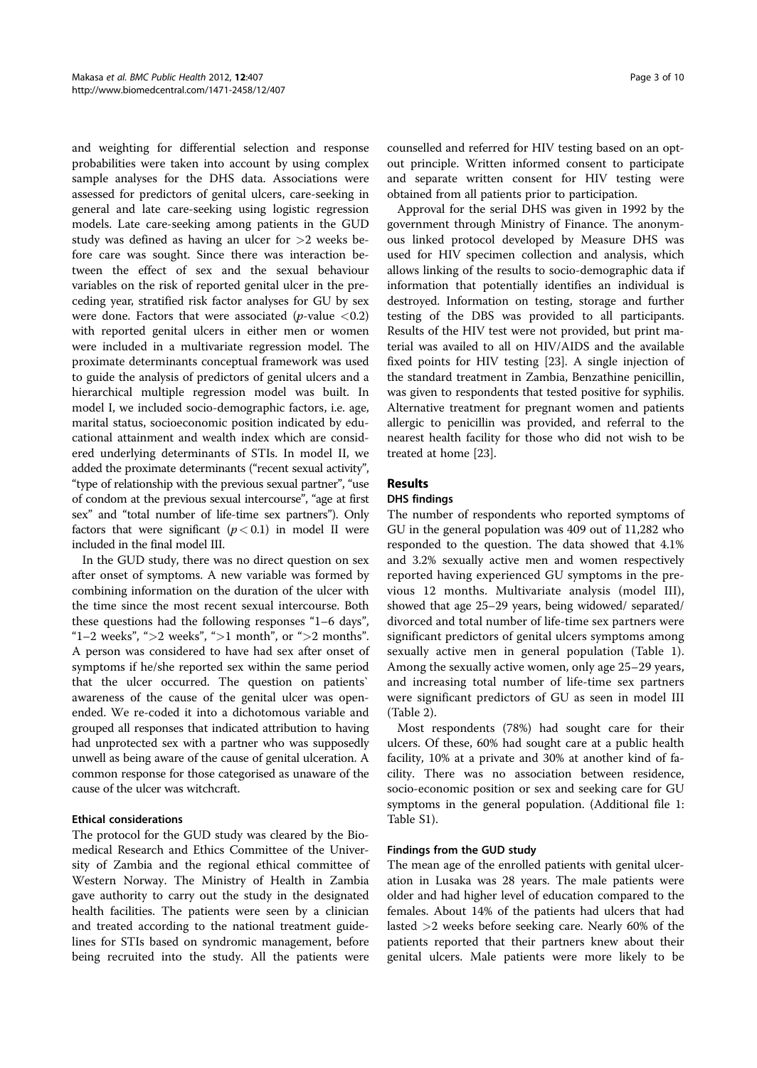and weighting for differential selection and response probabilities were taken into account by using complex sample analyses for the DHS data. Associations were assessed for predictors of genital ulcers, care-seeking in general and late care-seeking using logistic regression models. Late care-seeking among patients in the GUD study was defined as having an ulcer for >2 weeks before care was sought. Since there was interaction between the effect of sex and the sexual behaviour variables on the risk of reported genital ulcer in the preceding year, stratified risk factor analyses for GU by sex were done. Factors that were associated ($p$-value $<0.2$) with reported genital ulcers in either men or women were included in a multivariate regression model. The proximate determinants conceptual framework was used to guide the analysis of predictors of genital ulcers and a hierarchical multiple regression model was built. In model I, we included socio-demographic factors, i.e. age, marital status, socioeconomic position indicated by educational attainment and wealth index which are considered underlying determinants of STIs. In model II, we added the proximate determinants ("recent sexual activity", "type of relationship with the previous sexual partner", "use of condom at the previous sexual intercourse", "age at first sex" and "total number of life-time sex partners"). Only factors that were significant ($p < 0.1$) in model II were included in the final model III.

In the GUD study, there was no direct question on sex after onset of symptoms. A new variable was formed by combining information on the duration of the ulcer with the time since the most recent sexual intercourse. Both these questions had the following responses "1–6 days", "1–2 weeks", ">2 weeks", ">1 month", or ">2 months". A person was considered to have had sex after onset of symptoms if he/she reported sex within the same period that the ulcer occurred. The question on patients` awareness of the cause of the genital ulcer was open-ended. We re-coded it into a dichotomous variable and grouped all responses that indicated attribution to having had unprotected sex with a partner who was supposedly unwell as being aware of the cause of genital ulceration. A common response for those categorised as unaware of the cause of the ulcer was witchcraft.

### Ethical considerations

The protocol for the GUD study was cleared by the Biomedical Research and Ethics Committee of the University of Zambia and the regional ethical committee of Western Norway. The Ministry of Health in Zambia gave authority to carry out the study in the designated health facilities. The patients were seen by a clinician and treated according to the national treatment guidelines for STIs based on syndromic management, before being recruited into the study. All the patients were counselled and referred for HIV testing based on an opt-out principle. Written informed consent to participate and separate written consent for HIV testing were obtained from all patients prior to participation.

Approval for the serial DHS was given in 1992 by the government through Ministry of Finance. The anonymous linked protocol developed by Measure DHS was used for HIV specimen collection and analysis, which allows linking of the results to socio-demographic data if information that potentially identifies an individual is destroyed. Information on testing, storage and further testing of the DBS was provided to all participants. Results of the HIV test were not provided, but print material was availed to all on HIV/AIDS and the available fixed points for HIV testing [23]. A single injection of the standard treatment in Zambia, Benzathine penicillin, was given to respondents that tested positive for syphilis. Alternative treatment for pregnant women and patients allergic to penicillin was provided, and referral to the nearest health facility for those who did not wish to be treated at home [23].

## Results

### DHS findings

The number of respondents who reported symptoms of GU in the general population was 409 out of 11,282 who responded to the question. The data showed that 4.1% and 3.2% sexually active men and women respectively reported having experienced GU symptoms in the previous 12 months. Multivariate analysis (model III), showed that age 25–29 years, being widowed/ separated/ divorced and total number of life-time sex partners were significant predictors of genital ulcers symptoms among sexually active men in general population (Table 1). Among the sexually active women, only age 25–29 years, and increasing total number of life-time sex partners were significant predictors of GU as seen in model III (Table 2).

Most respondents (78%) had sought care for their ulcers. Of these, 60% had sought care at a public health facility, 10% at a private and 30% at another kind of facility. There was no association between residence, socio-economic position or sex and seeking care for GU symptoms in the general population. (Additional file 1: Table S1).

### Findings from the GUD study

The mean age of the enrolled patients with genital ulceration in Lusaka was 28 years. The male patients were older and had higher level of education compared to the females. About 14% of the patients had ulcers that had lasted >2 weeks before seeking care. Nearly 60% of the patients reported that their partners knew about their genital ulcers. Male patients were more likely to be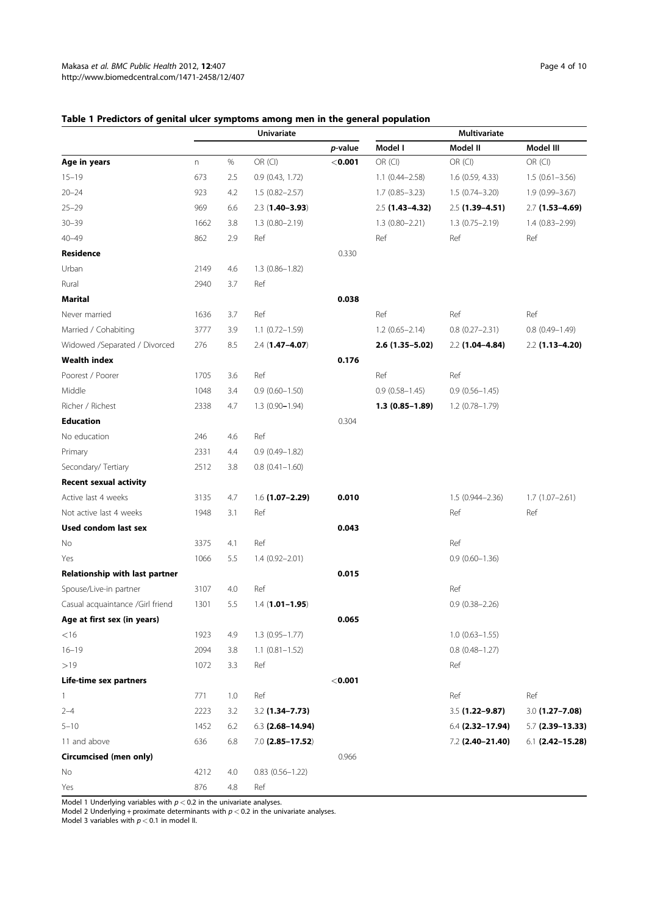**Table 1 Predictors of genital ulcer symptoms among men in the general population**

| | Univariate | | | | Multivariate | | |
|---|---|---|---|---|---|---|---|
| | | | | *p*-value | Model I | Model II | Model III |
| **Age in years** | n | % | OR (CI) | **<0.001** | OR (CI) | OR (CI) | OR (CI) |
| 15–19 | 673 | 2.5 | 0.9 (0.43, 1.72) | | 1.1 (0.44–2.58) | 1.6 (0.59, 4.33) | 1.5 (0.61–3.56) |
| 20–24 | 923 | 4.2 | 1.5 (0.82–2.57) | | 1.7 (0.85–3.23) | 1.5 (0.74–3.20) | 1.9 (0.99–3.67) |
| 25–29 | 969 | 6.6 | 2.3 (**1.40–3.93**) | | 2.5 (**1.43–4.32**) | 2.5 (**1.39–4.51**) | 2.7 (**1.53–4.69**) |
| 30–39 | 1662 | 3.8 | 1.3 (0.80–2.19) | | 1.3 (0.80–2.21) | 1.3 (0.75–2.19) | 1.4 (0.83–2.99) |
| 40–49 | 862 | 2.9 | Ref | | Ref | Ref | Ref |
| **Residence** | | | | 0.330 | | | |
| Urban | 2149 | 4.6 | 1.3 (0.86–1.82) | | | | |
| Rural | 2940 | 3.7 | Ref | | | | |
| **Marital** | | | | **0.038** | | | |
| Never married | 1636 | 3.7 | Ref | | Ref | Ref | Ref |
| Married / Cohabiting | 3777 | 3.9 | 1.1 (0.72–1.59) | | 1.2 (0.65–2.14) | 0.8 (0.27–2.31) | 0.8 (0.49–1.49) |
| Widowed /Separated / Divorced | 276 | 8.5 | 2.4 (**1.47–4.07**) | | **2.6 (1.35–5.02)** | 2.2 (**1.04–4.84**) | 2.2 (**1.13–4.20**) |
| **Wealth index** | | | | **0.176** | | | |
| Poorest / Poorer | 1705 | 3.6 | Ref | | Ref | Ref | |
| Middle | 1048 | 3.4 | 0.9 (0.60–1.50) | | 0.9 (0.58–1.45) | 0.9 (0.56–1.45) | |
| Richer / Richest | 2338 | 4.7 | 1.3 (0.90–1.94) | | **1.3 (0.85–1.89)** | 1.2 (0.78–1.79) | |
| **Education** | | | | 0.304 | | | |
| No education | 246 | 4.6 | Ref | | | | |
| Primary | 2331 | 4.4 | 0.9 (0.49–1.82) | | | | |
| Secondary/ Tertiary | 2512 | 3.8 | 0.8 (0.41–1.60) | | | | |
| **Recent sexual activity** | | | | | | | |
| Active last 4 weeks | 3135 | 4.7 | 1.6 (**1.07–2.29**) | **0.010** | | 1.5 (0.944–2.36) | 1.7 (1.07–2.61) |
| Not active last 4 weeks | 1948 | 3.1 | Ref | | | Ref | Ref |
| **Used condom last sex** | | | | **0.043** | | | |
| No | 3375 | 4.1 | Ref | | | Ref | |
| Yes | 1066 | 5.5 | 1.4 (0.92–2.01) | | | 0.9 (0.60–1.36) | |
| **Relationship with last partner** | | | | **0.015** | | | |
| Spouse/Live-in partner | 3107 | 4.0 | Ref | | | Ref | |
| Casual acquaintance /Girl friend | 1301 | 5.5 | 1.4 (**1.01–1.95**) | | | 0.9 (0.38–2.26) | |
| **Age at first sex (in years)** | | | | **0.065** | | | |
| <16 | 1923 | 4.9 | 1.3 (0.95–1.77) | | | 1.0 (0.63–1.55) | |
| 16–19 | 2094 | 3.8 | 1.1 (0.81–1.52) | | | 0.8 (0.48–1.27) | |
| >19 | 1072 | 3.3 | Ref | | | Ref | |
| **Life-time sex partners** | | | | <**0.001** | | | |
| 1 | 771 | 1.0 | Ref | | | Ref | Ref |
| 2–4 | 2223 | 3.2 | 3.2 (**1.34–7.73**) | | | 3.5 (**1.22–9.87**) | 3.0 (**1.27–7.08**) |
| 5–10 | 1452 | 6.2 | 6.3 (**2.68–14.94**) | | | 6.4 (**2.32–17.94**) | 5.7 (**2.39–13.33**) |
| 11 and above | 636 | 6.8 | 7.0 (**2.85–17.52**) | | | 7.2 (**2.40–21.40**) | 6.1 (**2.42–15.28**) |
| **Circumcised (men only)** | | | | 0.966 | | | |
| No | 4212 | 4.0 | 0.83 (0.56–1.22) | | | | |
| Yes | 876 | 4.8 | Ref | | | | |

Model 1 Underlying variables with $p < 0.2$ in the univariate analyses.
Model 2 Underlying + proximate determinants with $p < 0.2$ in the univariate analyses.
Model 3 variables with $p < 0.1$ in model II.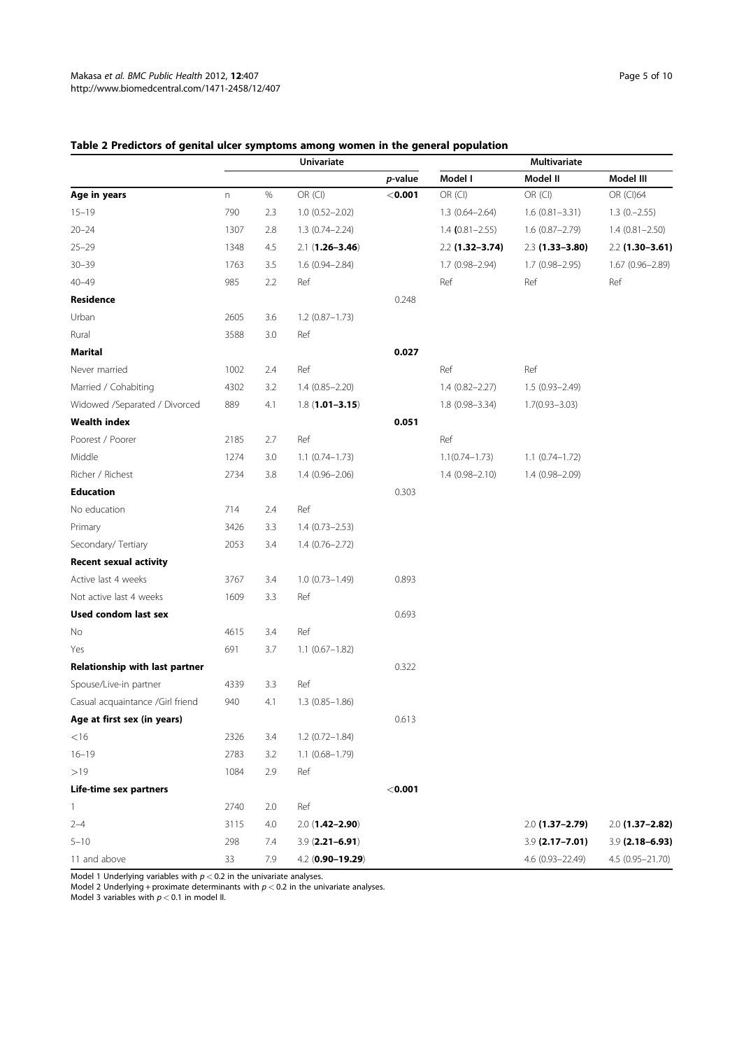**Table 2 Predictors of genital ulcer symptoms among women in the general population**

| | Univariate | | | | Multivariate | | |
|---|---|---|---|---|---|---|---|
| | | | | *p*-value | Model I | Model II | Model III |
| **Age in years** | n | % | OR (CI) | **<0.001** | OR (CI) | OR (CI) | OR (CI)64 |
| 15–19 | 790 | 2.3 | 1.0 (0.52–2.02) | | 1.3 (0.64–2.64) | 1.6 (0.81–3.31) | 1.3 (0.–2.55) |
| 20–24 | 1307 | 2.8 | 1.3 (0.74–2.24) | | 1.4 **(**0.81–2.55) | 1.6 (0.87–2.79) | 1.4 (0.81–2.50) |
| 25–29 | 1348 | 4.5 | 2.1 (**1.26–3.46**) | | 2.2 **(1.32–3.74)** | 2.3 **(1.33–3.80)** | 2.2 **(1.30–3.61)** |
| 30–39 | 1763 | 3.5 | 1.6 (0.94–2.84) | | 1.7 (0.98–2.94) | 1.7 (0.98–2.95) | 1.67 (0.96–2.89) |
| 40–49 | 985 | 2.2 | Ref | | Ref | Ref | Ref |
| **Residence** | | | | 0.248 | | | |
| Urban | 2605 | 3.6 | 1.2 (0.87–1.73) | | | | |
| Rural | 3588 | 3.0 | Ref | | | | |
| **Marital** | | | | **0.027** | | | |
| Never married | 1002 | 2.4 | Ref | | Ref | Ref | |
| Married / Cohabiting | 4302 | 3.2 | 1.4 (0.85–2.20) | | 1.4 (0.82–2.27) | 1.5 (0.93–2.49) | |
| Widowed /Separated / Divorced | 889 | 4.1 | 1.8 (**1.01–3.15**) | | 1.8 (0.98–3.34) | 1.7(0.93–3.03) | |
| **Wealth index** | | | | **0.051** | | | |
| Poorest / Poorer | 2185 | 2.7 | Ref | | Ref | | |
| Middle | 1274 | 3.0 | 1.1 (0.74–1.73) | | 1.1(0.74–1.73) | 1.1 (0.74–1.72) | |
| Richer / Richest | 2734 | 3.8 | 1.4 (0.96–2.06) | | 1.4 (0.98–2.10) | 1.4 (0.98–2.09) | |
| **Education** | | | | 0.303 | | | |
| No education | 714 | 2.4 | Ref | | | | |
| Primary | 3426 | 3.3 | 1.4 (0.73–2.53) | | | | |
| Secondary/ Tertiary | 2053 | 3.4 | 1.4 (0.76–2.72) | | | | |
| **Recent sexual activity** | | | | | | | |
| Active last 4 weeks | 3767 | 3.4 | 1.0 (0.73–1.49) | 0.893 | | | |
| Not active last 4 weeks | 1609 | 3.3 | Ref | | | | |
| **Used condom last sex** | | | | 0.693 | | | |
| No | 4615 | 3.4 | Ref | | | | |
| Yes | 691 | 3.7 | 1.1 (0.67–1.82) | | | | |
| **Relationship with last partner** | | | | 0.322 | | | |
| Spouse/Live-in partner | 4339 | 3.3 | Ref | | | | |
| Casual acquaintance /Girl friend | 940 | 4.1 | 1.3 (0.85–1.86) | | | | |
| **Age at first sex (in years)** | | | | 0.613 | | | |
| <16 | 2326 | 3.4 | 1.2 (0.72–1.84) | | | | |
| 16–19 | 2783 | 3.2 | 1.1 (0.68–1.79) | | | | |
| >19 | 1084 | 2.9 | Ref | | | | |
| **Life-time sex partners** | | | | **<0.001** | | | |
| 1 | 2740 | 2.0 | Ref | | | | |
| 2–4 | 3115 | 4.0 | 2.0 (**1.42–2.90**) | | | 2.0 **(1.37–2.79)** | 2.0 **(1.37–2.82)** |
| 5–10 | 298 | 7.4 | 3.9 (**2.21–6.91**) | | | 3.9 **(2.17–7.01)** | 3.9 **(2.18–6.93)** |
| 11 and above | 33 | 7.9 | 4.2 (**0.90–19.29**) | | | 4.6 (0.93–22.49) | 4.5 (0.95–21.70) |

Model 1 Underlying variables with $p < 0.2$ in the univariate analyses.
Model 2 Underlying + proximate determinants with $p < 0.2$ in the univariate analyses.
Model 3 variables with $p < 0.1$ in model II.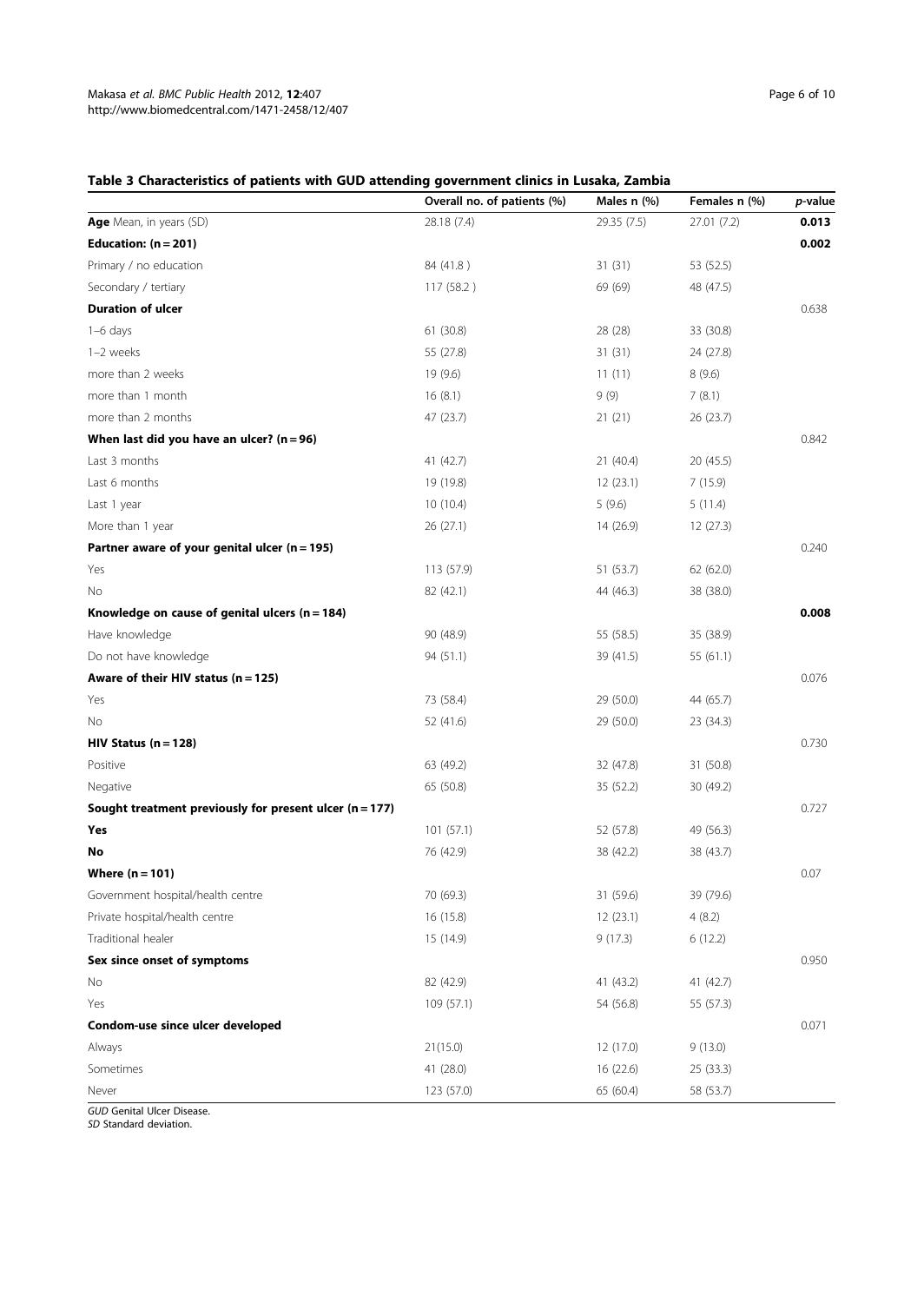**Table 3 Characteristics of patients with GUD attending government clinics in Lusaka, Zambia**

| | Overall no. of patients (%) | Males n (%) | Females n (%) | *p*-value |
|---|---|---|---|---|
| **Age** Mean, in years (SD) | 28.18 (7.4) | 29.35 (7.5) | 27.01 (7.2) | **0.013** |
| **Education: (n = 201)** | | | | **0.002** |
| Primary / no education | 84 (41.8 ) | 31 (31) | 53 (52.5) | |
| Secondary / tertiary | 117 (58.2 ) | 69 (69) | 48 (47.5) | |
| **Duration of ulcer** | | | | 0.638 |
| 1–6 days | 61 (30.8) | 28 (28) | 33 (30.8) | |
| 1–2 weeks | 55 (27.8) | 31 (31) | 24 (27.8) | |
| more than 2 weeks | 19 (9.6) | 11 (11) | 8 (9.6) | |
| more than 1 month | 16 (8.1) | 9 (9) | 7 (8.1) | |
| more than 2 months | 47 (23.7) | 21 (21) | 26 (23.7) | |
| **When last did you have an ulcer? (n = 96)** | | | | 0.842 |
| Last 3 months | 41 (42.7) | 21 (40.4) | 20 (45.5) | |
| Last 6 months | 19 (19.8) | 12 (23.1) | 7 (15.9) | |
| Last 1 year | 10 (10.4) | 5 (9.6) | 5 (11.4) | |
| More than 1 year | 26 (27.1) | 14 (26.9) | 12 (27.3) | |
| **Partner aware of your genital ulcer (n = 195)** | | | | 0.240 |
| Yes | 113 (57.9) | 51 (53.7) | 62 (62.0) | |
| No | 82 (42.1) | 44 (46.3) | 38 (38.0) | |
| **Knowledge on cause of genital ulcers (n = 184)** | | | | **0.008** |
| Have knowledge | 90 (48.9) | 55 (58.5) | 35 (38.9) | |
| Do not have knowledge | 94 (51.1) | 39 (41.5) | 55 (61.1) | |
| **Aware of their HIV status (n = 125)** | | | | 0.076 |
| Yes | 73 (58.4) | 29 (50.0) | 44 (65.7) | |
| No | 52 (41.6) | 29 (50.0) | 23 (34.3) | |
| **HIV Status (n = 128)** | | | | 0.730 |
| Positive | 63 (49.2) | 32 (47.8) | 31 (50.8) | |
| Negative | 65 (50.8) | 35 (52.2) | 30 (49.2) | |
| **Sought treatment previously for present ulcer (n = 177)** | | | | 0.727 |
| **Yes** | 101 (57.1) | 52 (57.8) | 49 (56.3) | |
| **No** | 76 (42.9) | 38 (42.2) | 38 (43.7) | |
| **Where (n = 101)** | | | | 0.07 |
| Government hospital/health centre | 70 (69.3) | 31 (59.6) | 39 (79.6) | |
| Private hospital/health centre | 16 (15.8) | 12 (23.1) | 4 (8.2) | |
| Traditional healer | 15 (14.9) | 9 (17.3) | 6 (12.2) | |
| **Sex since onset of symptoms** | | | | 0.950 |
| No | 82 (42.9) | 41 (43.2) | 41 (42.7) | |
| Yes | 109 (57.1) | 54 (56.8) | 55 (57.3) | |
| **Condom-use since ulcer developed** | | | | 0.071 |
| Always | 21(15.0) | 12 (17.0) | 9 (13.0) | |
| Sometimes | 41 (28.0) | 16 (22.6) | 25 (33.3) | |
| Never | 123 (57.0) | 65 (60.4) | 58 (53.7) | |

*GUD* Genital Ulcer Disease.
*SD* Standard deviation.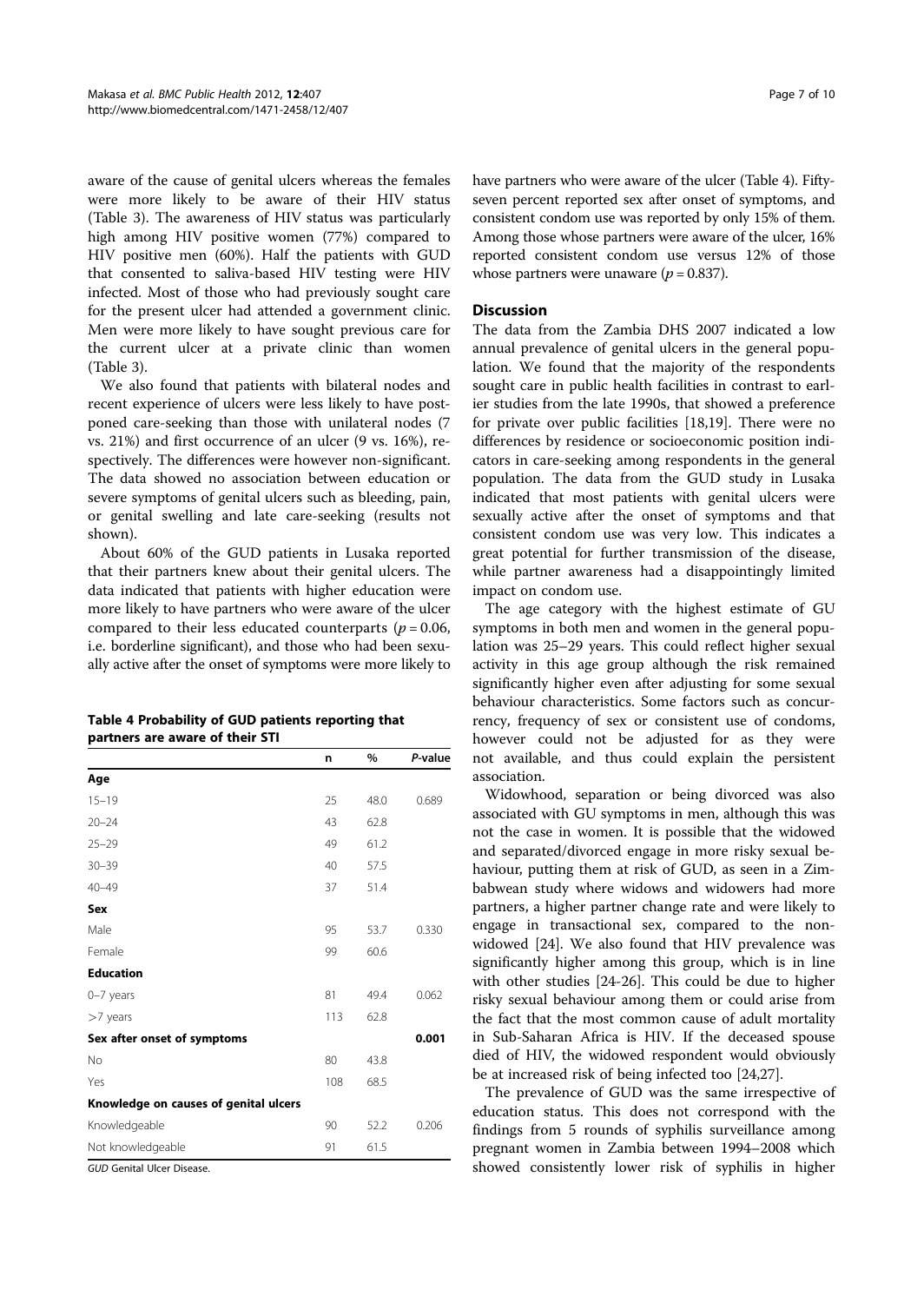aware of the cause of genital ulcers whereas the females were more likely to be aware of their HIV status (Table 3). The awareness of HIV status was particularly high among HIV positive women (77%) compared to HIV positive men (60%). Half the patients with GUD that consented to saliva-based HIV testing were HIV infected. Most of those who had previously sought care for the present ulcer had attended a government clinic. Men were more likely to have sought previous care for the current ulcer at a private clinic than women (Table 3).

We also found that patients with bilateral nodes and recent experience of ulcers were less likely to have postponed care-seeking than those with unilateral nodes (7 vs. 21%) and first occurrence of an ulcer (9 vs. 16%), respectively. The differences were however non-significant. The data showed no association between education or severe symptoms of genital ulcers such as bleeding, pain, or genital swelling and late care-seeking (results not shown).

About 60% of the GUD patients in Lusaka reported that their partners knew about their genital ulcers. The data indicated that patients with higher education were more likely to have partners who were aware of the ulcer compared to their less educated counterparts ($p = 0.06$, i.e. borderline significant), and those who had been sexually active after the onset of symptoms were more likely to have partners who were aware of the ulcer (Table 4). Fifty-seven percent reported sex after onset of symptoms, and consistent condom use was reported by only 15% of them. Among those whose partners were aware of the ulcer, 16% reported consistent condom use versus 12% of those whose partners were unaware ($p = 0.837$).

**Table 4 Probability of GUD patients reporting that partners are aware of their STI**

| | n | % | *P*-value |
|---|---|---|---|
| **Age** | | | |
| 15–19 | 25 | 48.0 | 0.689 |
| 20–24 | 43 | 62.8 | |
| 25–29 | 49 | 61.2 | |
| 30–39 | 40 | 57.5 | |
| 40–49 | 37 | 51.4 | |
| **Sex** | | | |
| Male | 95 | 53.7 | 0.330 |
| Female | 99 | 60.6 | |
| **Education** | | | |
| 0–7 years | 81 | 49.4 | 0.062 |
| >7 years | 113 | 62.8 | |
| **Sex after onset of symptoms** | | | **0.001** |
| No | 80 | 43.8 | |
| Yes | 108 | 68.5 | |
| **Knowledge on causes of genital ulcers** | | | |
| Knowledgeable | 90 | 52.2 | 0.206 |
| Not knowledgeable | 91 | 61.5 | |

*GUD* Genital Ulcer Disease.

## Discussion

The data from the Zambia DHS 2007 indicated a low annual prevalence of genital ulcers in the general population. We found that the majority of the respondents sought care in public health facilities in contrast to earlier studies from the late 1990s, that showed a preference for private over public facilities [18,19]. There were no differences by residence or socioeconomic position indicators in care-seeking among respondents in the general population. The data from the GUD study in Lusaka indicated that most patients with genital ulcers were sexually active after the onset of symptoms and that consistent condom use was very low. This indicates a great potential for further transmission of the disease, while partner awareness had a disappointingly limited impact on condom use.

The age category with the highest estimate of GU symptoms in both men and women in the general population was 25–29 years. This could reflect higher sexual activity in this age group although the risk remained significantly higher even after adjusting for some sexual behaviour characteristics. Some factors such as concurrency, frequency of sex or consistent use of condoms, however could not be adjusted for as they were not available, and thus could explain the persistent association.

Widowhood, separation or being divorced was also associated with GU symptoms in men, although this was not the case in women. It is possible that the widowed and separated/divorced engage in more risky sexual behaviour, putting them at risk of GUD, as seen in a Zimbabwean study where widows and widowers had more partners, a higher partner change rate and were likely to engage in transactional sex, compared to the non-widowed [24]. We also found that HIV prevalence was significantly higher among this group, which is in line with other studies [24-26]. This could be due to higher risky sexual behaviour among them or could arise from the fact that the most common cause of adult mortality in Sub-Saharan Africa is HIV. If the deceased spouse died of HIV, the widowed respondent would obviously be at increased risk of being infected too [24,27].

The prevalence of GUD was the same irrespective of education status. This does not correspond with the findings from 5 rounds of syphilis surveillance among pregnant women in Zambia between 1994–2008 which showed consistently lower risk of syphilis in higher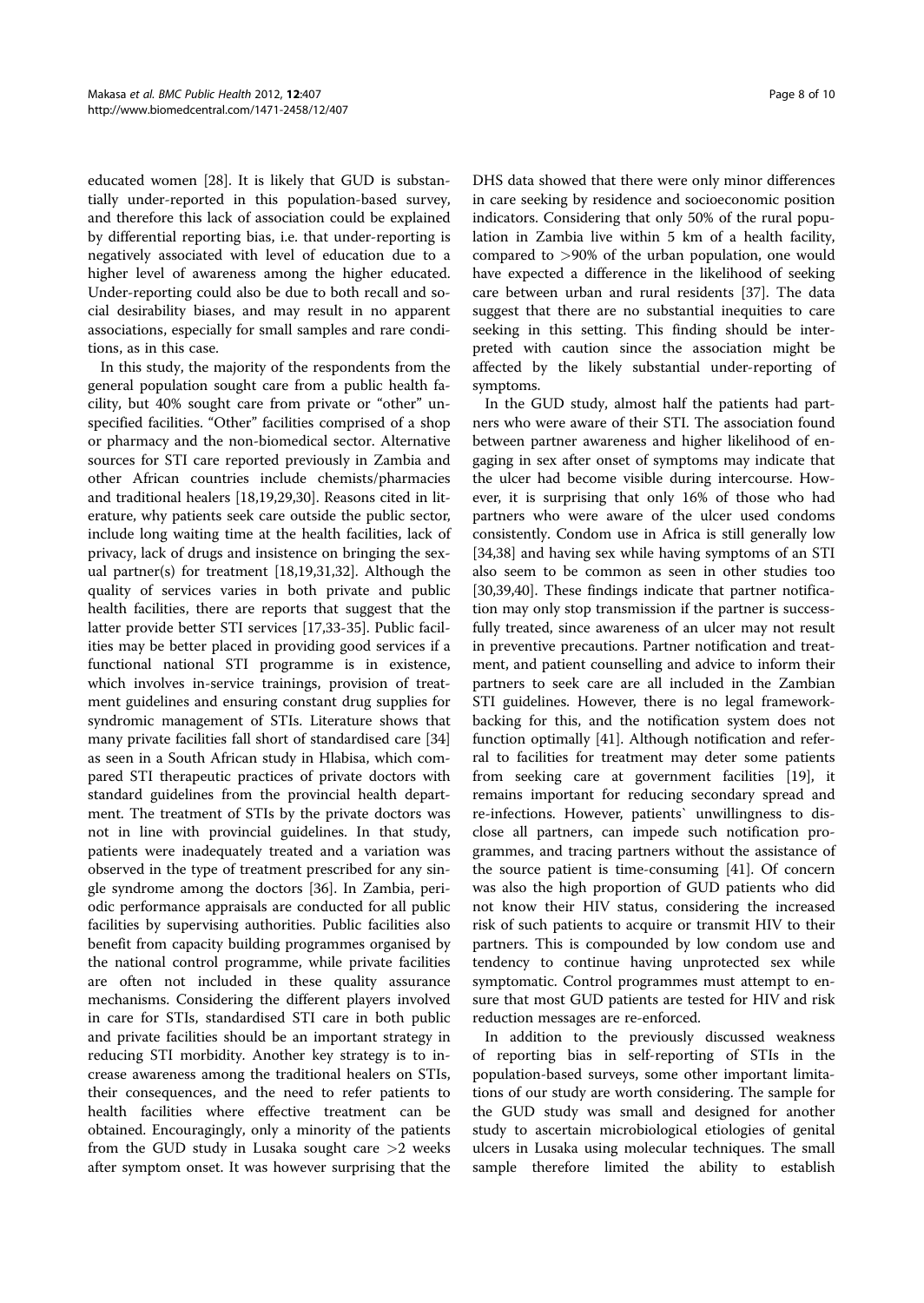educated women [28]. It is likely that GUD is substantially under-reported in this population-based survey, and therefore this lack of association could be explained by differential reporting bias, i.e. that under-reporting is negatively associated with level of education due to a higher level of awareness among the higher educated. Under-reporting could also be due to both recall and social desirability biases, and may result in no apparent associations, especially for small samples and rare conditions, as in this case.

In this study, the majority of the respondents from the general population sought care from a public health facility, but 40% sought care from private or "other" unspecified facilities. "Other" facilities comprised of a shop or pharmacy and the non-biomedical sector. Alternative sources for STI care reported previously in Zambia and other African countries include chemists/pharmacies and traditional healers [18,19,29,30]. Reasons cited in literature, why patients seek care outside the public sector, include long waiting time at the health facilities, lack of privacy, lack of drugs and insistence on bringing the sexual partner(s) for treatment [18,19,31,32]. Although the quality of services varies in both private and public health facilities, there are reports that suggest that the latter provide better STI services [17,33-35]. Public facilities may be better placed in providing good services if a functional national STI programme is in existence, which involves in-service trainings, provision of treatment guidelines and ensuring constant drug supplies for syndromic management of STIs. Literature shows that many private facilities fall short of standardised care [34] as seen in a South African study in Hlabisa, which compared STI therapeutic practices of private doctors with standard guidelines from the provincial health department. The treatment of STIs by the private doctors was not in line with provincial guidelines. In that study, patients were inadequately treated and a variation was observed in the type of treatment prescribed for any single syndrome among the doctors [36]. In Zambia, periodic performance appraisals are conducted for all public facilities by supervising authorities. Public facilities also benefit from capacity building programmes organised by the national control programme, while private facilities are often not included in these quality assurance mechanisms. Considering the different players involved in care for STIs, standardised STI care in both public and private facilities should be an important strategy in reducing STI morbidity. Another key strategy is to increase awareness among the traditional healers on STIs, their consequences, and the need to refer patients to health facilities where effective treatment can be obtained. Encouragingly, only a minority of the patients from the GUD study in Lusaka sought care >2 weeks after symptom onset. It was however surprising that the DHS data showed that there were only minor differences in care seeking by residence and socioeconomic position indicators. Considering that only 50% of the rural population in Zambia live within 5 km of a health facility, compared to >90% of the urban population, one would have expected a difference in the likelihood of seeking care between urban and rural residents [37]. The data suggest that there are no substantial inequities to care seeking in this setting. This finding should be interpreted with caution since the association might be affected by the likely substantial under-reporting of symptoms.

In the GUD study, almost half the patients had partners who were aware of their STI. The association found between partner awareness and higher likelihood of engaging in sex after onset of symptoms may indicate that the ulcer had become visible during intercourse. However, it is surprising that only 16% of those who had partners who were aware of the ulcer used condoms consistently. Condom use in Africa is still generally low [34,38] and having sex while having symptoms of an STI also seem to be common as seen in other studies too [30,39,40]. These findings indicate that partner notification may only stop transmission if the partner is successfully treated, since awareness of an ulcer may not result in preventive precautions. Partner notification and treatment, and patient counselling and advice to inform their partners to seek care are all included in the Zambian STI guidelines. However, there is no legal framework-backing for this, and the notification system does not function optimally [41]. Although notification and referral to facilities for treatment may deter some patients from seeking care at government facilities [19], it remains important for reducing secondary spread and re-infections. However, patients` unwillingness to disclose all partners, can impede such notification programmes, and tracing partners without the assistance of the source patient is time-consuming [41]. Of concern was also the high proportion of GUD patients who did not know their HIV status, considering the increased risk of such patients to acquire or transmit HIV to their partners. This is compounded by low condom use and tendency to continue having unprotected sex while symptomatic. Control programmes must attempt to ensure that most GUD patients are tested for HIV and risk reduction messages are re-enforced.

In addition to the previously discussed weakness of reporting bias in self-reporting of STIs in the population-based surveys, some other important limitations of our study are worth considering. The sample for the GUD study was small and designed for another study to ascertain microbiological etiologies of genital ulcers in Lusaka using molecular techniques. The small sample therefore limited the ability to establish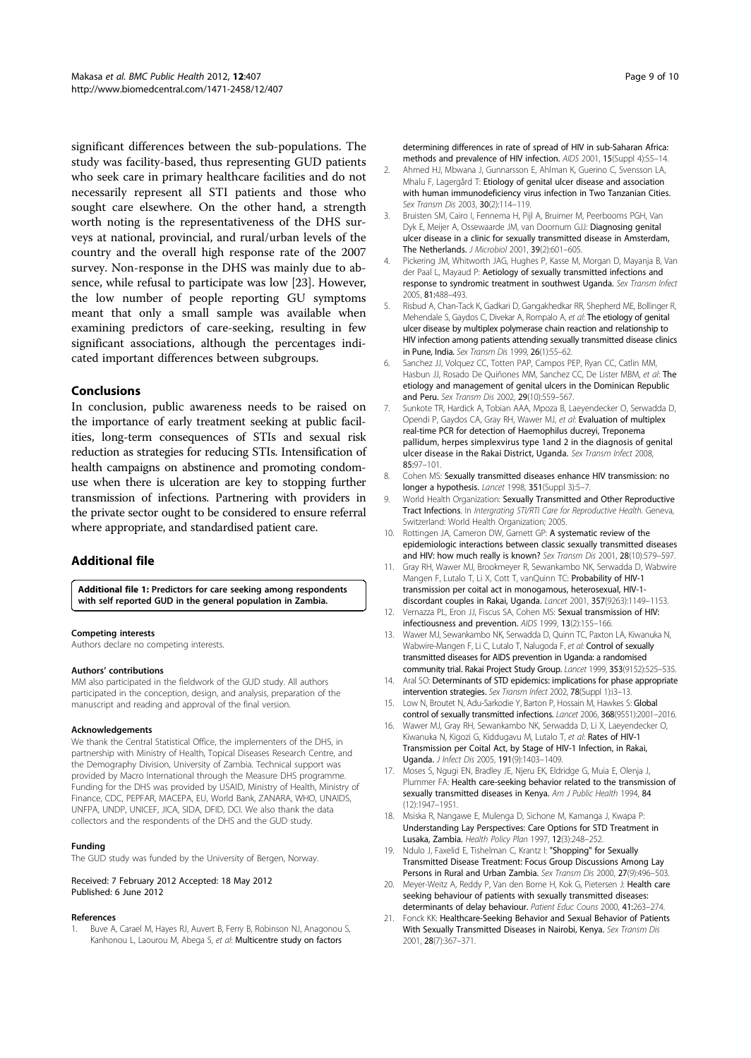significant differences between the sub-populations. The study was facility-based, thus representing GUD patients who seek care in primary healthcare facilities and do not necessarily represent all STI patients and those who sought care elsewhere. On the other hand, a strength worth noting is the representativeness of the DHS surveys at national, provincial, and rural/urban levels of the country and the overall high response rate of the 2007 survey. Non-response in the DHS was mainly due to absence, while refusal to participate was low [23]. However, the low number of people reporting GU symptoms meant that only a small sample was available when examining predictors of care-seeking, resulting in few significant associations, although the percentages indicated important differences between subgroups.

## Conclusions

In conclusion, public awareness needs to be raised on the importance of early treatment seeking at public facilities, long-term consequences of STIs and sexual risk reduction as strategies for reducing STIs. Intensification of health campaigns on abstinence and promoting condom-use when there is ulceration are key to stopping further transmission of infections. Partnering with providers in the private sector ought to be considered to ensure referral where appropriate, and standardised patient care.

## Additional file

**Additional file 1: Predictors for care seeking among respondents with self reported GUD in the general population in Zambia.**

#### Competing interests

Authors declare no competing interests.

#### Authors' contributions

MM also participated in the fieldwork of the GUD study. All authors participated in the conception, design, and analysis, preparation of the manuscript and reading and approval of the final version.

#### Acknowledgements

We thank the Central Statistical Office, the implementers of the DHS, in partnership with Ministry of Health, Topical Diseases Research Centre, and the Demography Division, University of Zambia. Technical support was provided by Macro International through the Measure DHS programme. Funding for the DHS was provided by USAID, Ministry of Health, Ministry of Finance, CDC, PEPFAR, MACEPA, EU, World Bank, ZANARA, WHO, UNAIDS, UNFPA, UNDP, UNICEF, JICA, SIDA, DFID, DCI. We also thank the data collectors and the respondents of the DHS and the GUD study.

#### Funding

The GUD study was funded by the University of Bergen, Norway.

Received: 7 February 2012 Accepted: 18 May 2012
Published: 6 June 2012

#### References

1. Buve A, Carael M, Hayes RJ, Auvert B, Ferry B, Robinson NJ, Anagonou S, Kanhonou L, Laourou M, Abega S, *et al*: **Multicentre study on factors determining differences in rate of spread of HIV in sub-Saharan Africa: methods and prevalence of HIV infection.** *AIDS* 2001, **15**(Suppl 4):S5–14.
2. Ahmed HJ, Mbwana J, Gunnarsson E, Ahlman K, Guerino C, Svensson LA, Mhalu F, Lagergård T: **Etiology of genital ulcer disease and association with human immunodeficiency virus infection in Two Tanzanian Cities.** *Sex Transm Dis* 2003, **30**(2):114–119.
3. Bruisten SM, Cairo I, Fennema H, Pijl A, Bruimer M, Peerbooms PGH, Van Dyk E, Meijer A, Ossewaarde JM, van Doornum GJJ: **Diagnosing genital ulcer disease in a clinic for sexually transmitted disease in Amsterdam, The Netherlands.** *J Microbiol* 2001, **39**(2):601–605.
4. Pickering JM, Whitworth JAG, Hughes P, Kasse M, Morgan D, Mayanja B, Van der Paal L, Mayaud P: **Aetiology of sexually transmitted infections and response to syndromic treatment in southwest Uganda.** *Sex Transm Infect* 2005, **81**:488–493.
5. Risbud A, Chan-Tack K, Gadkari D, Gangakhedkar RR, Shepherd ME, Bollinger R, Mehendale S, Gaydos C, Divekar A, Rompalo A, *et al*: **The etiology of genital ulcer disease by multiplex polymerase chain reaction and relationship to HIV infection among patients attending sexually transmitted disease clinics in Pune, India.** *Sex Transm Dis* 1999, **26**(1):55–62.
6. Sanchez JJ, Volquez CC, Totten PAP, Campos PEP, Ryan CC, Catlin MM, Hasbun JJ, Rosado De Quiñones MM, Sanchez CC, De Lister MBM, *et al*: **The etiology and management of genital ulcers in the Dominican Republic and Peru.** *Sex Transm Dis* 2002, **29**(10):559–567.
7. Sunkote TR, Hardick A, Tobian AAA, Mpoza B, Laeyendecker O, Serwadda D, Opendi P, Gaydos CA, Gray RH, Wawer MJ, *et al*: **Evaluation of multiplex real-time PCR for detection of Haemophilus ducreyi, Treponema pallidum, herpes simplexvirus type 1and 2 in the diagnosis of genital ulcer disease in the Rakai District, Uganda.** *Sex Transm Infect* 2008, **85**:97–101.
8. Cohen MS: **Sexually transmitted diseases enhance HIV transmission: no longer a hypothesis.** *Lancet* 1998, **351**(Suppl 3):5–7.
9. World Health Organization: **Sexually Transmitted and Other Reproductive Tract Infections**. In *Intergrating STI/RTI Care for Reproductive Health*. Geneva, Switzerland: World Health Organization; 2005.
10. Rottingen JA, Cameron DW, Garnett GP: **A systematic review of the epidemiologic interactions between classic sexually transmitted diseases and HIV: how much really is known?** *Sex Transm Dis* 2001, **28**(10):579–597.
11. Gray RH, Wawer MJ, Brookmeyer R, Sewankambo NK, Serwadda D, Wabwire Mangen F, Lutalo T, Li X, Cott T, vanQuinn TC: **Probability of HIV-1 transmission per coital act in monogamous, heterosexual, HIV-1-discordant couples in Rakai, Uganda.** *Lancet* 2001, **357**(9263):1149–1153.
12. Vernazza PL, Eron JJ, Fiscus SA, Cohen MS: **Sexual transmission of HIV: infectiousness and prevention.** *AIDS* 1999, **13**(2):155–166.
13. Wawer MJ, Sewankambo NK, Serwadda D, Quinn TC, Paxton LA, Kiwanuka N, Wabwire-Mangen F, Li C, Lutalo T, Nalugoda F, *et al*: **Control of sexually transmitted diseases for AIDS prevention in Uganda: a randomised community trial. Rakai Project Study Group.** *Lancet* 1999, **353**(9152):525–535.
14. Aral SO: **Determinants of STD epidemics: implications for phase appropriate intervention strategies.** *Sex Transm Infect* 2002, **78**(Suppl 1):i3–13.
15. Low N, Broutet N, Adu-Sarkodie Y, Barton P, Hossain M, Hawkes S: **Global control of sexually transmitted infections.** *Lancet* 2006, **368**(9551):2001–2016.
16. Wawer MJ, Gray RH, Sewankambo NK, Serwadda D, Li X, Laeyendecker O, Kiwanuka N, Kigozi G, Kiddugavu M, Lutalo T, *et al*: **Rates of HIV-1 Transmission per Coital Act, by Stage of HIV-1 Infection, in Rakai, Uganda.** *J Infect Dis* 2005, **191**(9):1403–1409.
17. Moses S, Ngugi EN, Bradley JE, Njeru EK, Eldridge G, Muia E, Olenja J, Plummer FA: **Health care-seeking behavior related to the transmission of sexually transmitted diseases in Kenya.** *Am J Public Health* 1994, **84**(12):1947–1951.
18. Msiska R, Nangawe E, Mulenga D, Sichone M, Kamanga J, Kwapa P: **Understanding Lay Perspectives: Care Options for STD Treatment in Lusaka, Zambia.** *Health Policy Plan* 1997, **12**(3):248–252.
19. Ndulo J, Faxelid E, Tishelman C, Krantz I: **"Shopping" for Sexually Transmitted Disease Treatment: Focus Group Discussions Among Lay Persons in Rural and Urban Zambia.** *Sex Transm Dis* 2000, **27**(9):496–503.
20. Meyer-Weitz A, Reddy P, Van den Borne H, Kok G, Pietersen J: **Health care seeking behaviour of patients with sexually transmitted diseases: determinants of delay behaviour.** *Patient Educ Couns* 2000, **41**:263–274.
21. Fonck KK: **Healthcare-Seeking Behavior and Sexual Behavior of Patients With Sexually Transmitted Diseases in Nairobi, Kenya.** *Sex Transm Dis* 2001, **28**(7):367–371.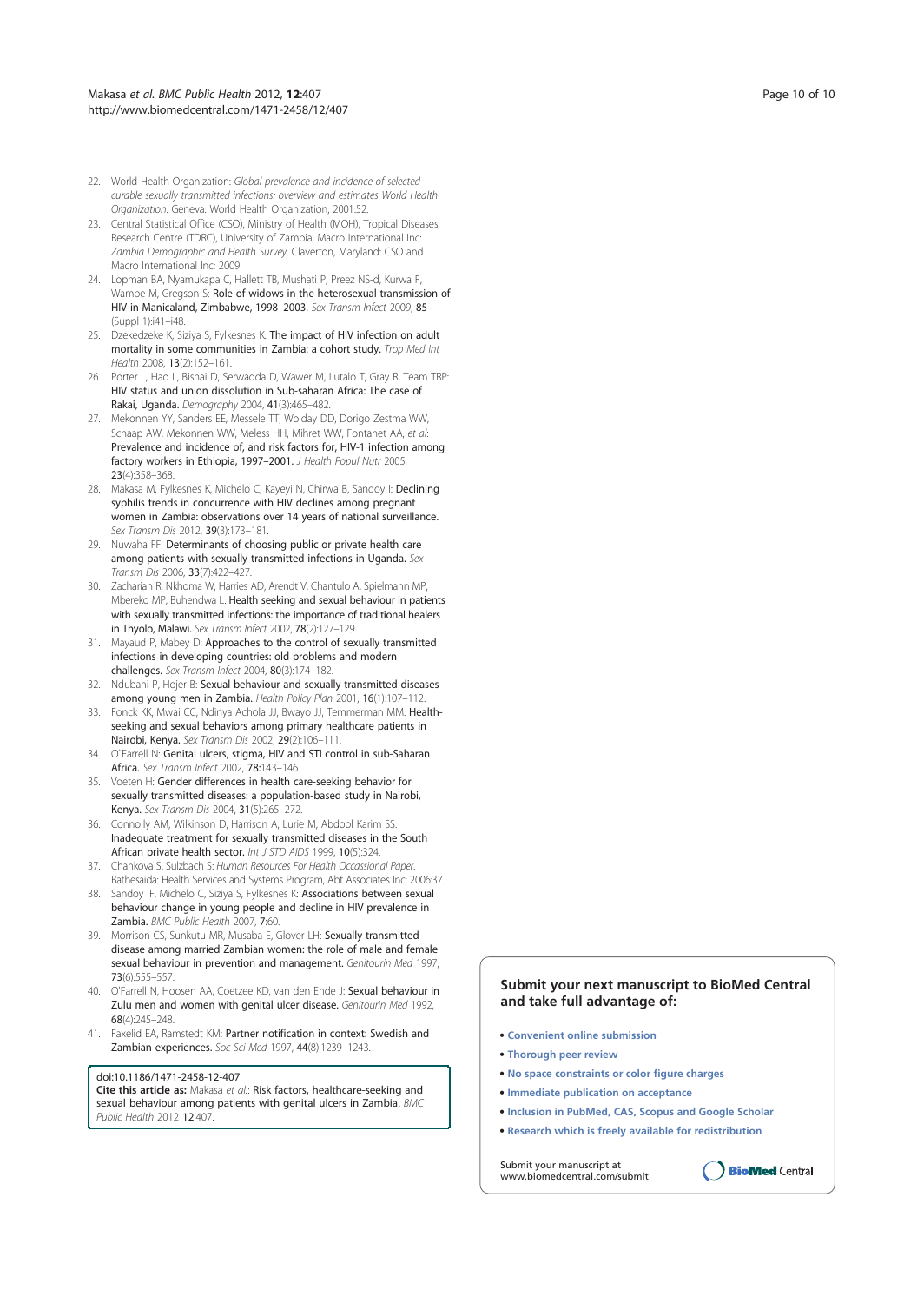22. World Health Organization: *Global prevalence and incidence of selected curable sexually transmitted infections: overview and estimates World Health Organization*. Geneva: World Health Organization; 2001:52.
23. Central Statistical Office (CSO), Ministry of Health (MOH), Tropical Diseases Research Centre (TDRC), University of Zambia, Macro International Inc: *Zambia Demographic and Health Survey*. Claverton, Maryland: CSO and Macro International Inc; 2009.
24. Lopman BA, Nyamukapa C, Hallett TB, Mushati P, Preez NS-d, Kurwa F, Wambe M, Gregson S: **Role of widows in the heterosexual transmission of HIV in Manicaland, Zimbabwe, 1998–2003.** *Sex Transm Infect* 2009, **85** (Suppl 1):i41–i48.
25. Dzekedzeke K, Siziya S, Fylkesnes K: **The impact of HIV infection on adult mortality in some communities in Zambia: a cohort study.** *Trop Med Int Health* 2008, **13**(2):152–161.
26. Porter L, Hao L, Bishai D, Serwadda D, Wawer M, Lutalo T, Gray R, Team TRP: **HIV status and union dissolution in Sub-saharan Africa: The case of Rakai, Uganda.** *Demography* 2004, **41**(3):465–482.
27. Mekonnen YY, Sanders EE, Messele TT, Wolday DD, Dorigo Zestma WW, Schaap AW, Mekonnen WW, Meless HH, Mihret WW, Fontanet AA, *et al*: **Prevalence and incidence of, and risk factors for, HIV-1 infection among factory workers in Ethiopia, 1997–2001.** *J Health Popul Nutr* 2005, **23**(4):358–368.
28. Makasa M, Fylkesnes K, Michelo C, Kayeyi N, Chirwa B, Sandoy I: **Declining syphilis trends in concurrence with HIV declines among pregnant women in Zambia: observations over 14 years of national surveillance.** *Sex Transm Dis* 2012, **39**(3):173–181.
29. Nuwaha FF: **Determinants of choosing public or private health care among patients with sexually transmitted infections in Uganda.** *Sex Transm Dis* 2006, **33**(7):422–427.
30. Zachariah R, Nkhoma W, Harries AD, Arendt V, Chantulo A, Spielmann MP, Mbereko MP, Buhendwa L: **Health seeking and sexual behaviour in patients with sexually transmitted infections: the importance of traditional healers in Thyolo, Malawi.** *Sex Transm Infect* 2002, **78**(2):127–129.
31. Mayaud P, Mabey D: **Approaches to the control of sexually transmitted infections in developing countries: old problems and modern challenges.** *Sex Transm Infect* 2004, **80**(3):174–182.
32. Ndubani P, Hojer B: **Sexual behaviour and sexually transmitted diseases among young men in Zambia.** *Health Policy Plan* 2001, **16**(1):107–112.
33. Fonck KK, Mwai CC, Ndinya Achola JJ, Bwayo JJ, Temmerman MM: **Health-seeking and sexual behaviors among primary healthcare patients in Nairobi, Kenya.** *Sex Transm Dis* 2002, **29**(2):106–111.
34. O'Farrell N: **Genital ulcers, stigma, HIV and STI control in sub-Saharan Africa.** *Sex Transm Infect* 2002, **78**:143–146.
35. Voeten H: **Gender differences in health care-seeking behavior for sexually transmitted diseases: a population-based study in Nairobi, Kenya.** *Sex Transm Dis* 2004, **31**(5):265–272.
36. Connolly AM, Wilkinson D, Harrison A, Lurie M, Abdool Karim SS: **Inadequate treatment for sexually transmitted diseases in the South African private health sector.** *Int J STD AIDS* 1999, **10**(5):324.
37. Chankova S, Sulzbach S: *Human Resources For Health Occassional Paper*. Bathesaida: Health Services and Systems Program, Abt Associates Inc; 2006:37.
38. Sandoy IF, Michelo C, Siziya S, Fylkesnes K: **Associations between sexual behaviour change in young people and decline in HIV prevalence in Zambia.** *BMC Public Health* 2007, **7**:60.
39. Morrison CS, Sunkutu MR, Musaba E, Glover LH: **Sexually transmitted disease among married Zambian women: the role of male and female sexual behaviour in prevention and management.** *Genitourin Med* 1997, **73**(6):555–557.
40. O'Farrell N, Hoosen AA, Coetzee KD, van den Ende J: **Sexual behaviour in Zulu men and women with genital ulcer disease.** *Genitourin Med* 1992, **68**(4):245–248.
41. Faxelid EA, Ramstedt KM: **Partner notification in context: Swedish and Zambian experiences.** *Soc Sci Med* 1997, **44**(8):1239–1243.

doi:10.1186/1471-2458-12-407

**Cite this article as:** Makasa *et al.*: Risk factors, healthcare-seeking and sexual behaviour among patients with genital ulcers in Zambia. *BMC Public Health* 2012 **12**:407.

**Submit your next manuscript to BioMed Central and take full advantage of:**

- **Convenient online submission**
- **Thorough peer review**
- **No space constraints or color figure charges**
- **Immediate publication on acceptance**
- **Inclusion in PubMed, CAS, Scopus and Google Scholar**
- **Research which is freely available for redistribution**

Submit your manuscript at
www.biomedcentral.com/submit

BioMed Central